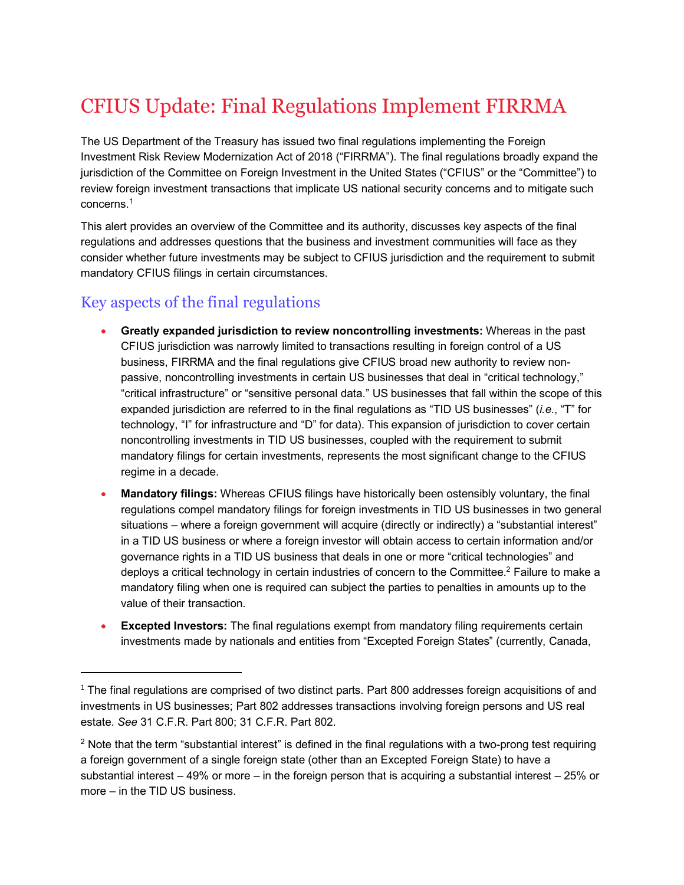# CFIUS Update: Final Regulations Implement FIRRMA

The US Department of the Treasury has issued two final regulations implementing the Foreign Investment Risk Review Modernization Act of 2018 ("FIRRMA"). The final regulations broadly expand the jurisdiction of the Committee on Foreign Investment in the United States ("CFIUS" or the "Committee") to review foreign investment transactions that implicate US national security concerns and to mitigate such concerns.[1]

This alert provides an overview of the Committee and its authority, discusses key aspects of the final regulations and addresses questions that the business and investment communities will face as they consider whether future investments may be subject to CFIUS jurisdiction and the requirement to submit mandatory CFIUS filings in certain circumstances.

## Key aspects of the final regulations

- **Greatly expanded jurisdiction to review noncontrolling investments:** Whereas in the past CFIUS jurisdiction was narrowly limited to transactions resulting in foreign control of a US business, FIRRMA and the final regulations give CFIUS broad new authority to review non-passive, noncontrolling investments in certain US businesses that deal in "critical technology," "critical infrastructure" or "sensitive personal data." US businesses that fall within the scope of this expanded jurisdiction are referred to in the final regulations as "TID US businesses" (*i.e.*, "T" for technology, "I" for infrastructure and "D" for data). This expansion of jurisdiction to cover certain noncontrolling investments in TID US businesses, coupled with the requirement to submit mandatory filings for certain investments, represents the most significant change to the CFIUS regime in a decade.
- **Mandatory filings:** Whereas CFIUS filings have historically been ostensibly voluntary, the final regulations compel mandatory filings for foreign investments in TID US businesses in two general situations – where a foreign government will acquire (directly or indirectly) a "substantial interest" in a TID US business or where a foreign investor will obtain access to certain information and/or governance rights in a TID US business that deals in one or more "critical technologies" and deploys a critical technology in certain industries of concern to the Committee.[2] Failure to make a mandatory filing when one is required can subject the parties to penalties in amounts up to the value of their transaction.
- **Excepted Investors:** The final regulations exempt from mandatory filing requirements certain investments made by nationals and entities from "Excepted Foreign States" (currently, Canada,

---

[1] The final regulations are comprised of two distinct parts. Part 800 addresses foreign acquisitions of and investments in US businesses; Part 802 addresses transactions involving foreign persons and US real estate. *See* 31 C.F.R. Part 800; 31 C.F.R. Part 802.

[2] Note that the term "substantial interest" is defined in the final regulations with a two-prong test requiring a foreign government of a single foreign state (other than an Excepted Foreign State) to have a substantial interest – 49% or more – in the foreign person that is acquiring a substantial interest – 25% or more – in the TID US business.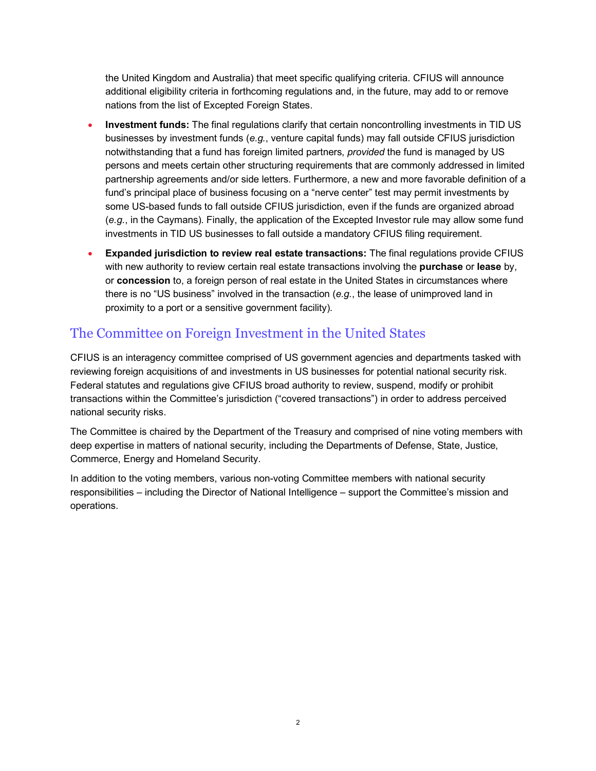the United Kingdom and Australia) that meet specific qualifying criteria. CFIUS will announce additional eligibility criteria in forthcoming regulations and, in the future, may add to or remove nations from the list of Excepted Foreign States.

- **Investment funds:** The final regulations clarify that certain noncontrolling investments in TID US businesses by investment funds (*e.g.*, venture capital funds) may fall outside CFIUS jurisdiction notwithstanding that a fund has foreign limited partners, *provided* the fund is managed by US persons and meets certain other structuring requirements that are commonly addressed in limited partnership agreements and/or side letters. Furthermore, a new and more favorable definition of a fund's principal place of business focusing on a "nerve center" test may permit investments by some US-based funds to fall outside CFIUS jurisdiction, even if the funds are organized abroad (*e.g.*, in the Caymans). Finally, the application of the Excepted Investor rule may allow some fund investments in TID US businesses to fall outside a mandatory CFIUS filing requirement.
- **Expanded jurisdiction to review real estate transactions:** The final regulations provide CFIUS with new authority to review certain real estate transactions involving the **purchase** or **lease** by, or **concession** to, a foreign person of real estate in the United States in circumstances where there is no "US business" involved in the transaction (*e.g.*, the lease of unimproved land in proximity to a port or a sensitive government facility).

## The Committee on Foreign Investment in the United States

CFIUS is an interagency committee comprised of US government agencies and departments tasked with reviewing foreign acquisitions of and investments in US businesses for potential national security risk. Federal statutes and regulations give CFIUS broad authority to review, suspend, modify or prohibit transactions within the Committee's jurisdiction ("covered transactions") in order to address perceived national security risks.

The Committee is chaired by the Department of the Treasury and comprised of nine voting members with deep expertise in matters of national security, including the Departments of Defense, State, Justice, Commerce, Energy and Homeland Security.

In addition to the voting members, various non-voting Committee members with national security responsibilities – including the Director of National Intelligence – support the Committee's mission and operations.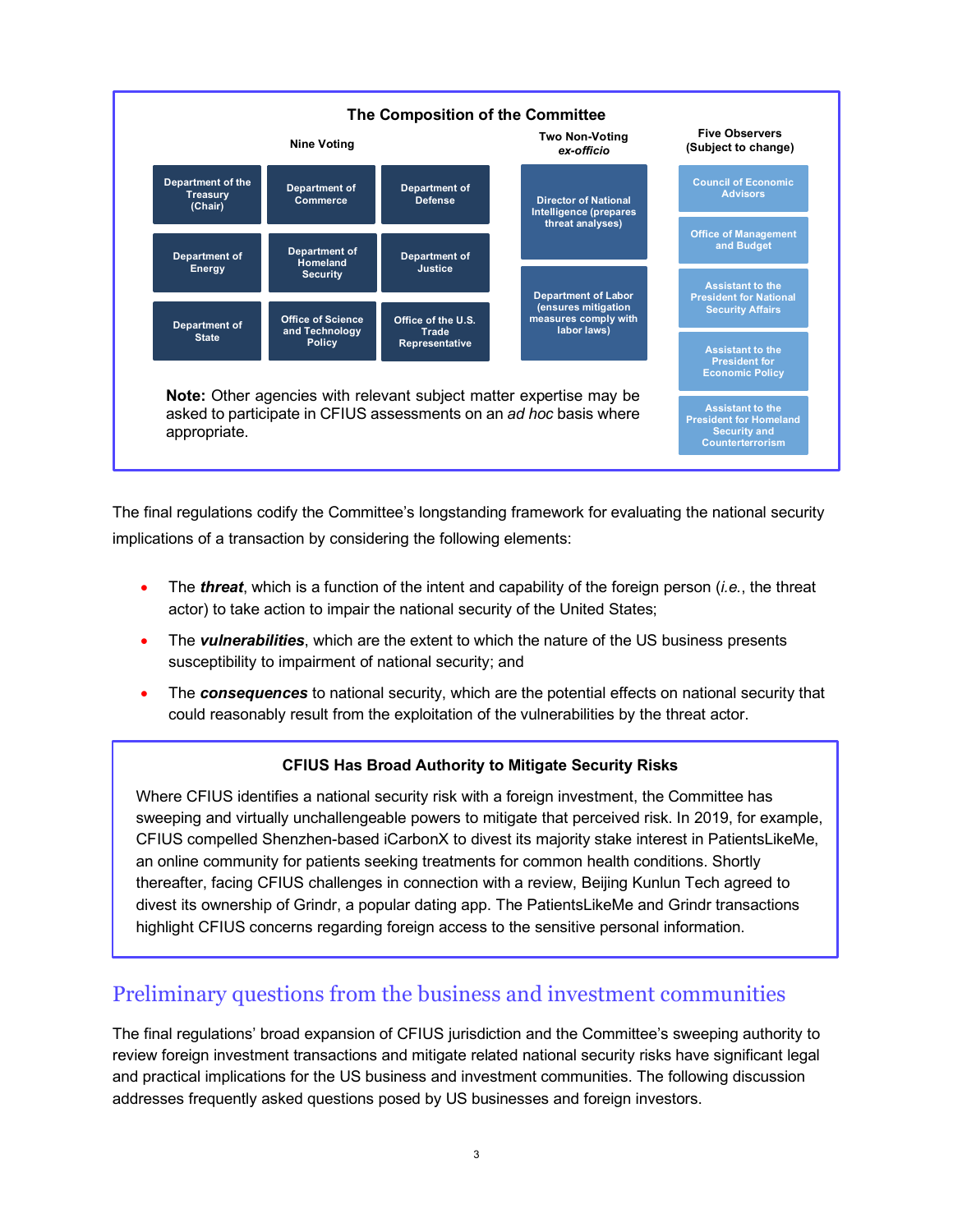**The Composition of the Committee**

| Nine Voting | | | Two Non-Voting *ex-officio* | Five Observers (Subject to change) |
|---|---|---|---|---|
| Department of the Treasury (Chair) | Department of Commerce | Department of Defense | Director of National Intelligence (prepares threat analyses) | Council of Economic Advisors |
| Department of Energy | Department of Homeland Security | Department of Justice | Department of Labor (ensures mitigation measures comply with labor laws) | Office of Management and Budget |
| Department of State | Office of Science and Technology Policy | Office of the U.S. Trade Representative | | Assistant to the President for National Security Affairs |
| | | | | Assistant to the President for Economic Policy |
| | | | | Assistant to the President for Homeland Security and Counterterrorism |

**Note:** Other agencies with relevant subject matter expertise may be asked to participate in CFIUS assessments on an *ad hoc* basis where appropriate.

The final regulations codify the Committee's longstanding framework for evaluating the national security implications of a transaction by considering the following elements:

- The ***threat***, which is a function of the intent and capability of the foreign person (*i.e.*, the threat actor) to take action to impair the national security of the United States;
- The ***vulnerabilities***, which are the extent to which the nature of the US business presents susceptibility to impairment of national security; and
- The ***consequences*** to national security, which are the potential effects on national security that could reasonably result from the exploitation of the vulnerabilities by the threat actor.

**CFIUS Has Broad Authority to Mitigate Security Risks**

Where CFIUS identifies a national security risk with a foreign investment, the Committee has sweeping and virtually unchallengeable powers to mitigate that perceived risk. In 2019, for example, CFIUS compelled Shenzhen-based iCarbonX to divest its majority stake interest in PatientsLikeMe, an online community for patients seeking treatments for common health conditions. Shortly thereafter, facing CFIUS challenges in connection with a review, Beijing Kunlun Tech agreed to divest its ownership of Grindr, a popular dating app. The PatientsLikeMe and Grindr transactions highlight CFIUS concerns regarding foreign access to the sensitive personal information.

## Preliminary questions from the business and investment communities

The final regulations' broad expansion of CFIUS jurisdiction and the Committee's sweeping authority to review foreign investment transactions and mitigate related national security risks have significant legal and practical implications for the US business and investment communities. The following discussion addresses frequently asked questions posed by US businesses and foreign investors.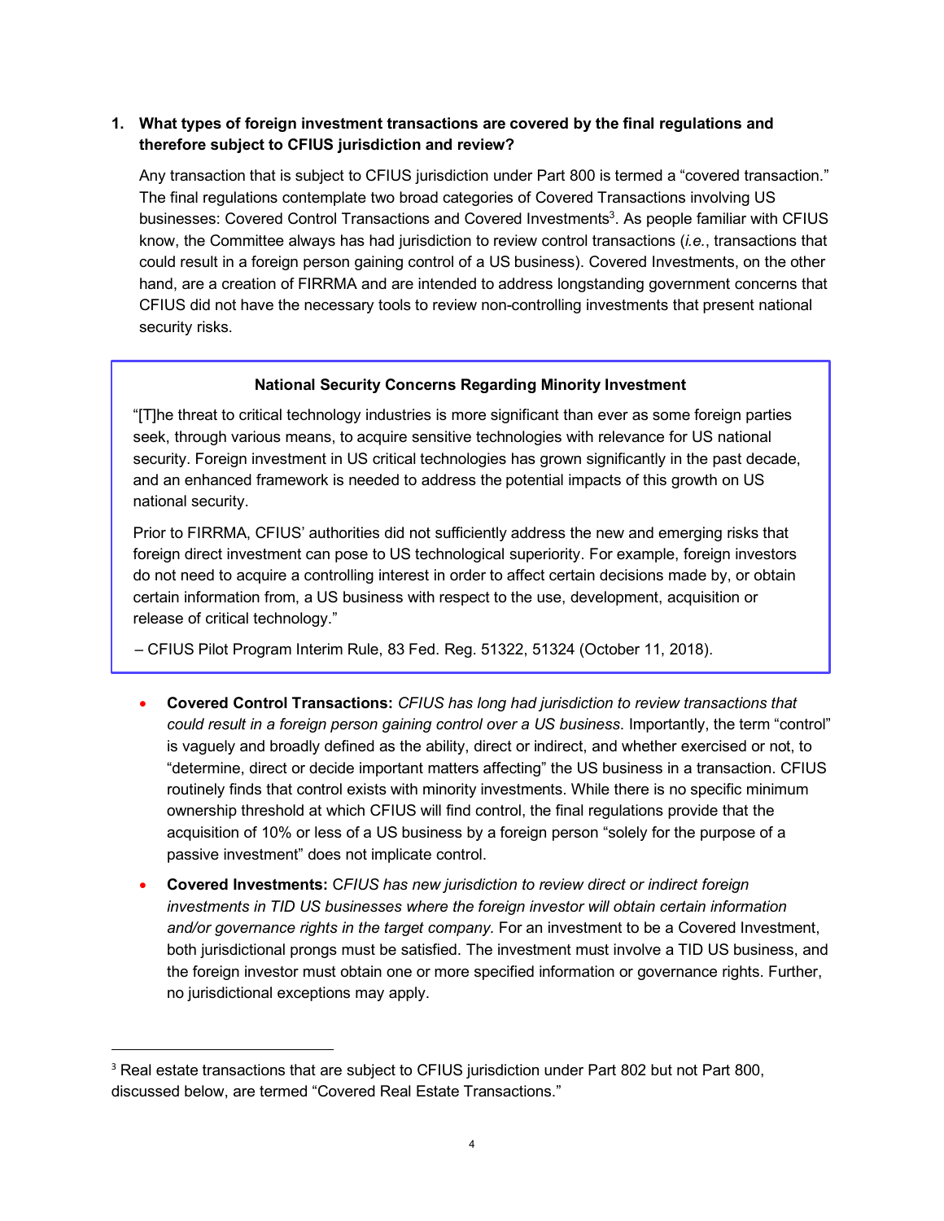**1. What types of foreign investment transactions are covered by the final regulations and therefore subject to CFIUS jurisdiction and review?**

Any transaction that is subject to CFIUS jurisdiction under Part 800 is termed a "covered transaction." The final regulations contemplate two broad categories of Covered Transactions involving US businesses: Covered Control Transactions and Covered Investments[3]. As people familiar with CFIUS know, the Committee always has had jurisdiction to review control transactions (*i.e.*, transactions that could result in a foreign person gaining control of a US business). Covered Investments, on the other hand, are a creation of FIRRMA and are intended to address longstanding government concerns that CFIUS did not have the necessary tools to review non-controlling investments that present national security risks.

> **National Security Concerns Regarding Minority Investment**
>
> "[T]he threat to critical technology industries is more significant than ever as some foreign parties seek, through various means, to acquire sensitive technologies with relevance for US national security. Foreign investment in US critical technologies has grown significantly in the past decade, and an enhanced framework is needed to address the potential impacts of this growth on US national security.
>
> Prior to FIRRMA, CFIUS' authorities did not sufficiently address the new and emerging risks that foreign direct investment can pose to US technological superiority. For example, foreign investors do not need to acquire a controlling interest in order to affect certain decisions made by, or obtain certain information from, a US business with respect to the use, development, acquisition or release of critical technology."
>
> – CFIUS Pilot Program Interim Rule, 83 Fed. Reg. 51322, 51324 (October 11, 2018).

- **Covered Control Transactions:** *CFIUS has long had jurisdiction to review transactions that could result in a foreign person gaining control over a US business*. Importantly, the term "control" is vaguely and broadly defined as the ability, direct or indirect, and whether exercised or not, to "determine, direct or decide important matters affecting" the US business in a transaction. CFIUS routinely finds that control exists with minority investments. While there is no specific minimum ownership threshold at which CFIUS will find control, the final regulations provide that the acquisition of 10% or less of a US business by a foreign person "solely for the purpose of a passive investment" does not implicate control.
- **Covered Investments:** C*FIUS has new jurisdiction to review direct or indirect foreign investments in TID US businesses where the foreign investor will obtain certain information and/or governance rights in the target company.* For an investment to be a Covered Investment, both jurisdictional prongs must be satisfied. The investment must involve a TID US business, and the foreign investor must obtain one or more specified information or governance rights. Further, no jurisdictional exceptions may apply.

---

[3] Real estate transactions that are subject to CFIUS jurisdiction under Part 802 but not Part 800, discussed below, are termed "Covered Real Estate Transactions."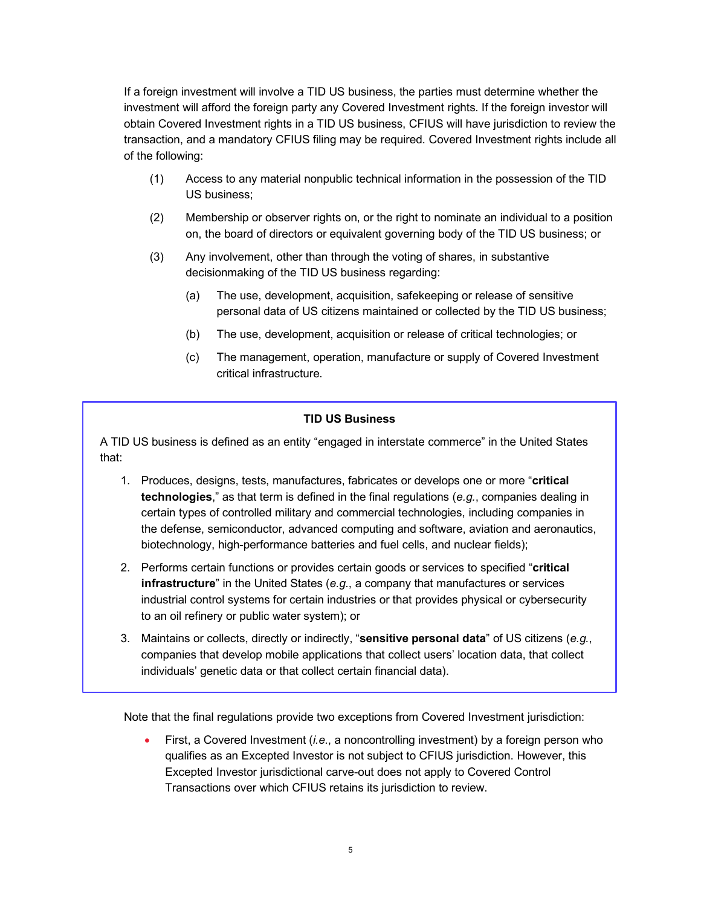If a foreign investment will involve a TID US business, the parties must determine whether the investment will afford the foreign party any Covered Investment rights. If the foreign investor will obtain Covered Investment rights in a TID US business, CFIUS will have jurisdiction to review the transaction, and a mandatory CFIUS filing may be required. Covered Investment rights include all of the following:

(1) Access to any material nonpublic technical information in the possession of the TID US business;

(2) Membership or observer rights on, or the right to nominate an individual to a position on, the board of directors or equivalent governing body of the TID US business; or

(3) Any involvement, other than through the voting of shares, in substantive decisionmaking of the TID US business regarding:

   (a) The use, development, acquisition, safekeeping or release of sensitive personal data of US citizens maintained or collected by the TID US business;

   (b) The use, development, acquisition or release of critical technologies; or

   (c) The management, operation, manufacture or supply of Covered Investment critical infrastructure.

---

**TID US Business**

A TID US business is defined as an entity "engaged in interstate commerce" in the United States that:

1. Produces, designs, tests, manufactures, fabricates or develops one or more "**critical technologies**," as that term is defined in the final regulations (*e.g.*, companies dealing in certain types of controlled military and commercial technologies, including companies in the defense, semiconductor, advanced computing and software, aviation and aeronautics, biotechnology, high-performance batteries and fuel cells, and nuclear fields);
2. Performs certain functions or provides certain goods or services to specified "**critical infrastructure**" in the United States (*e.g.*, a company that manufactures or services industrial control systems for certain industries or that provides physical or cybersecurity to an oil refinery or public water system); or
3. Maintains or collects, directly or indirectly, "**sensitive personal data**" of US citizens (*e.g.*, companies that develop mobile applications that collect users' location data, that collect individuals' genetic data or that collect certain financial data).

---

Note that the final regulations provide two exceptions from Covered Investment jurisdiction:

- First, a Covered Investment (*i.e.*, a noncontrolling investment) by a foreign person who qualifies as an Excepted Investor is not subject to CFIUS jurisdiction. However, this Excepted Investor jurisdictional carve-out does not apply to Covered Control Transactions over which CFIUS retains its jurisdiction to review.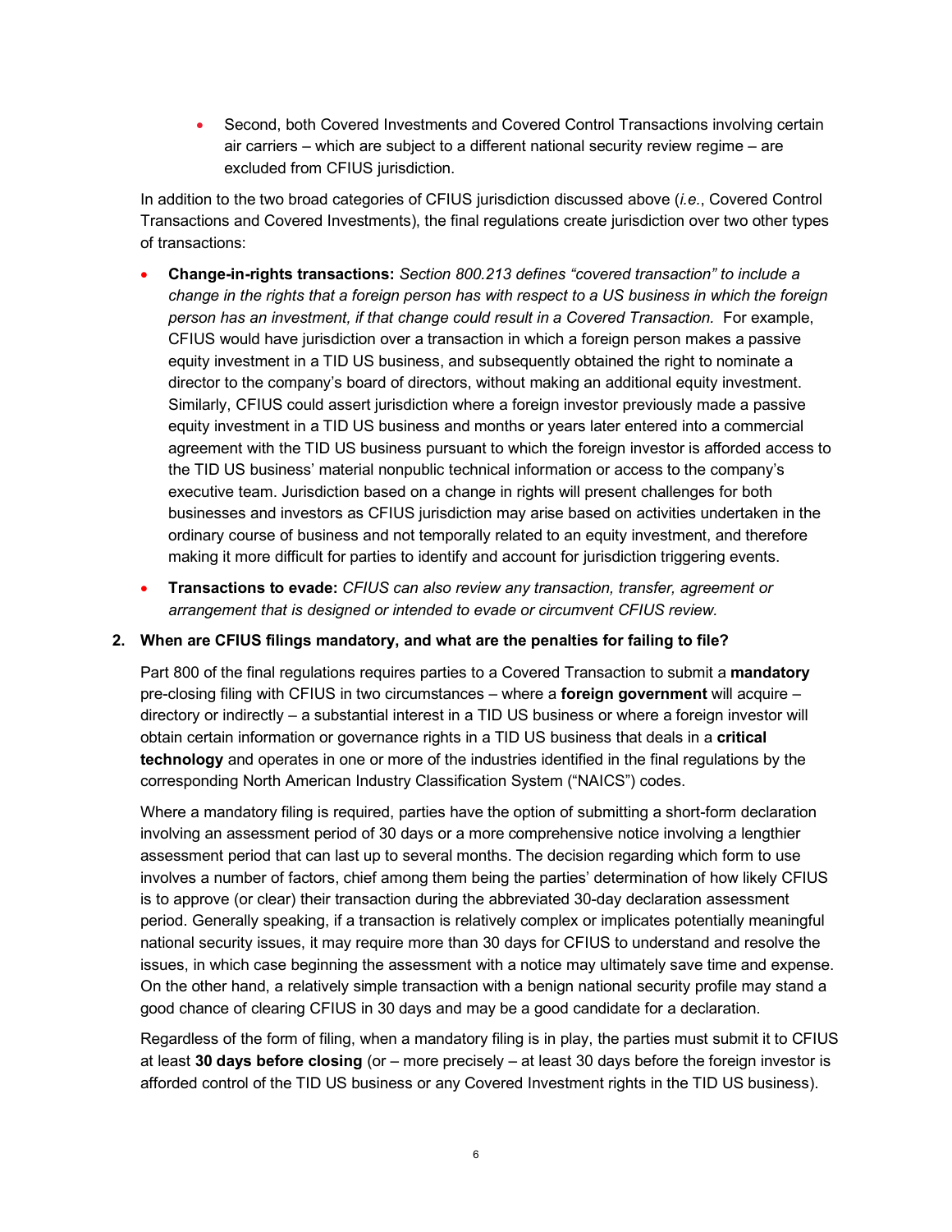- Second, both Covered Investments and Covered Control Transactions involving certain air carriers – which are subject to a different national security review regime – are excluded from CFIUS jurisdiction.

In addition to the two broad categories of CFIUS jurisdiction discussed above (*i.e.*, Covered Control Transactions and Covered Investments), the final regulations create jurisdiction over two other types of transactions:

- **Change-in-rights transactions:** *Section 800.213 defines "covered transaction" to include a change in the rights that a foreign person has with respect to a US business in which the foreign person has an investment, if that change could result in a Covered Transaction.* For example, CFIUS would have jurisdiction over a transaction in which a foreign person makes a passive equity investment in a TID US business, and subsequently obtained the right to nominate a director to the company's board of directors, without making an additional equity investment. Similarly, CFIUS could assert jurisdiction where a foreign investor previously made a passive equity investment in a TID US business and months or years later entered into a commercial agreement with the TID US business pursuant to which the foreign investor is afforded access to the TID US business' material nonpublic technical information or access to the company's executive team. Jurisdiction based on a change in rights will present challenges for both businesses and investors as CFIUS jurisdiction may arise based on activities undertaken in the ordinary course of business and not temporally related to an equity investment, and therefore making it more difficult for parties to identify and account for jurisdiction triggering events.
- **Transactions to evade:** *CFIUS can also review any transaction, transfer, agreement or arrangement that is designed or intended to evade or circumvent CFIUS review.*

**2. When are CFIUS filings mandatory, and what are the penalties for failing to file?**

Part 800 of the final regulations requires parties to a Covered Transaction to submit a **mandatory** pre-closing filing with CFIUS in two circumstances – where a **foreign government** will acquire – directory or indirectly – a substantial interest in a TID US business or where a foreign investor will obtain certain information or governance rights in a TID US business that deals in a **critical technology** and operates in one or more of the industries identified in the final regulations by the corresponding North American Industry Classification System ("NAICS") codes.

Where a mandatory filing is required, parties have the option of submitting a short-form declaration involving an assessment period of 30 days or a more comprehensive notice involving a lengthier assessment period that can last up to several months. The decision regarding which form to use involves a number of factors, chief among them being the parties' determination of how likely CFIUS is to approve (or clear) their transaction during the abbreviated 30-day declaration assessment period. Generally speaking, if a transaction is relatively complex or implicates potentially meaningful national security issues, it may require more than 30 days for CFIUS to understand and resolve the issues, in which case beginning the assessment with a notice may ultimately save time and expense. On the other hand, a relatively simple transaction with a benign national security profile may stand a good chance of clearing CFIUS in 30 days and may be a good candidate for a declaration.

Regardless of the form of filing, when a mandatory filing is in play, the parties must submit it to CFIUS at least **30 days before closing** (or – more precisely – at least 30 days before the foreign investor is afforded control of the TID US business or any Covered Investment rights in the TID US business).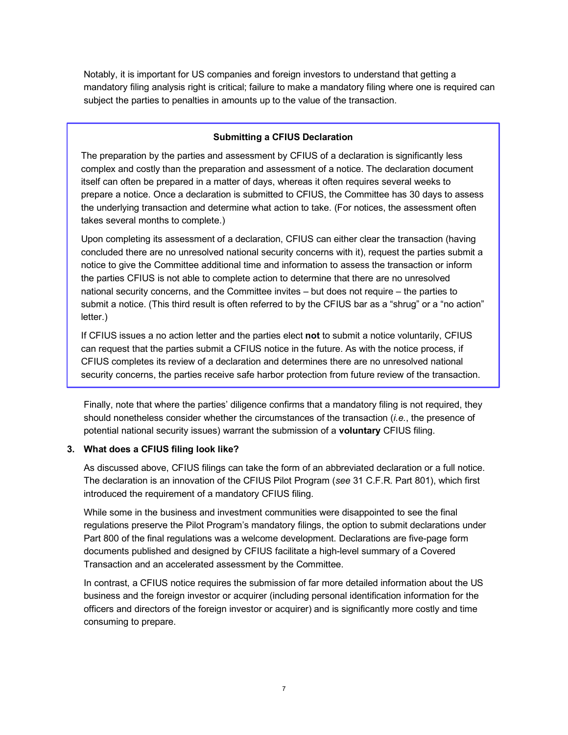Notably, it is important for US companies and foreign investors to understand that getting a mandatory filing analysis right is critical; failure to make a mandatory filing where one is required can subject the parties to penalties in amounts up to the value of the transaction.

> **Submitting a CFIUS Declaration**
>
> The preparation by the parties and assessment by CFIUS of a declaration is significantly less complex and costly than the preparation and assessment of a notice. The declaration document itself can often be prepared in a matter of days, whereas it often requires several weeks to prepare a notice. Once a declaration is submitted to CFIUS, the Committee has 30 days to assess the underlying transaction and determine what action to take. (For notices, the assessment often takes several months to complete.)
>
> Upon completing its assessment of a declaration, CFIUS can either clear the transaction (having concluded there are no unresolved national security concerns with it), request the parties submit a notice to give the Committee additional time and information to assess the transaction or inform the parties CFIUS is not able to complete action to determine that there are no unresolved national security concerns, and the Committee invites – but does not require – the parties to submit a notice. (This third result is often referred to by the CFIUS bar as a "shrug" or a "no action" letter.)
>
> If CFIUS issues a no action letter and the parties elect **not** to submit a notice voluntarily, CFIUS can request that the parties submit a CFIUS notice in the future. As with the notice process, if CFIUS completes its review of a declaration and determines there are no unresolved national security concerns, the parties receive safe harbor protection from future review of the transaction.

Finally, note that where the parties' diligence confirms that a mandatory filing is not required, they should nonetheless consider whether the circumstances of the transaction (*i.e.*, the presence of potential national security issues) warrant the submission of a **voluntary** CFIUS filing.

### 3. What does a CFIUS filing look like?

As discussed above, CFIUS filings can take the form of an abbreviated declaration or a full notice. The declaration is an innovation of the CFIUS Pilot Program (*see* 31 C.F.R. Part 801), which first introduced the requirement of a mandatory CFIUS filing.

While some in the business and investment communities were disappointed to see the final regulations preserve the Pilot Program's mandatory filings, the option to submit declarations under Part 800 of the final regulations was a welcome development. Declarations are five-page form documents published and designed by CFIUS facilitate a high-level summary of a Covered Transaction and an accelerated assessment by the Committee.

In contrast, a CFIUS notice requires the submission of far more detailed information about the US business and the foreign investor or acquirer (including personal identification information for the officers and directors of the foreign investor or acquirer) and is significantly more costly and time consuming to prepare.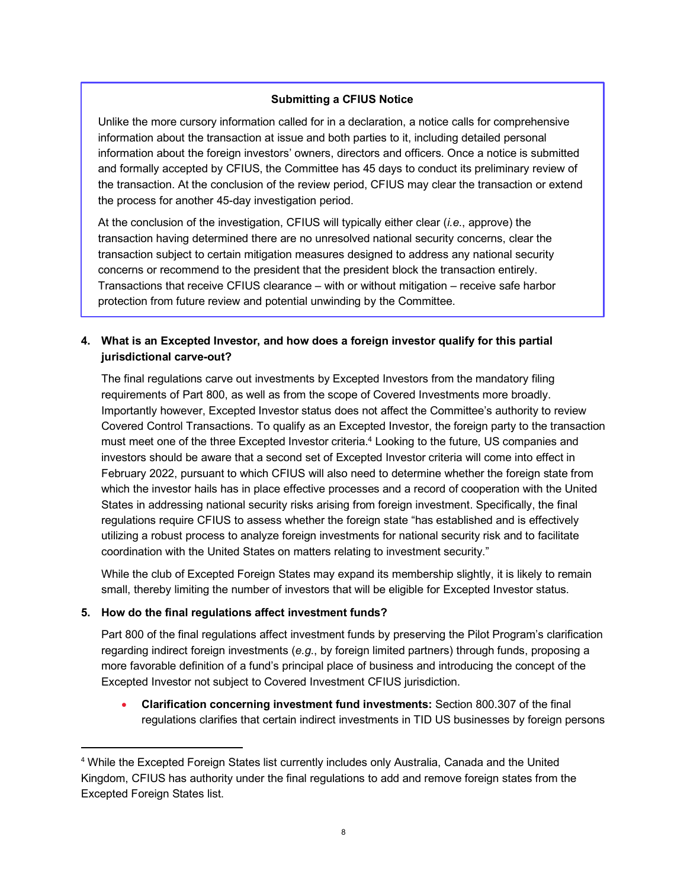**Submitting a CFIUS Notice**

Unlike the more cursory information called for in a declaration, a notice calls for comprehensive information about the transaction at issue and both parties to it, including detailed personal information about the foreign investors' owners, directors and officers. Once a notice is submitted and formally accepted by CFIUS, the Committee has 45 days to conduct its preliminary review of the transaction. At the conclusion of the review period, CFIUS may clear the transaction or extend the process for another 45-day investigation period.

At the conclusion of the investigation, CFIUS will typically either clear (*i.e.*, approve) the transaction having determined there are no unresolved national security concerns, clear the transaction subject to certain mitigation measures designed to address any national security concerns or recommend to the president that the president block the transaction entirely. Transactions that receive CFIUS clearance – with or without mitigation – receive safe harbor protection from future review and potential unwinding by the Committee.

**4. What is an Excepted Investor, and how does a foreign investor qualify for this partial jurisdictional carve-out?**

The final regulations carve out investments by Excepted Investors from the mandatory filing requirements of Part 800, as well as from the scope of Covered Investments more broadly. Importantly however, Excepted Investor status does not affect the Committee's authority to review Covered Control Transactions. To qualify as an Excepted Investor, the foreign party to the transaction must meet one of the three Excepted Investor criteria.[4] Looking to the future, US companies and investors should be aware that a second set of Excepted Investor criteria will come into effect in February 2022, pursuant to which CFIUS will also need to determine whether the foreign state from which the investor hails has in place effective processes and a record of cooperation with the United States in addressing national security risks arising from foreign investment. Specifically, the final regulations require CFIUS to assess whether the foreign state "has established and is effectively utilizing a robust process to analyze foreign investments for national security risk and to facilitate coordination with the United States on matters relating to investment security."

While the club of Excepted Foreign States may expand its membership slightly, it is likely to remain small, thereby limiting the number of investors that will be eligible for Excepted Investor status.

**5. How do the final regulations affect investment funds?**

Part 800 of the final regulations affect investment funds by preserving the Pilot Program's clarification regarding indirect foreign investments (*e.g.*, by foreign limited partners) through funds, proposing a more favorable definition of a fund's principal place of business and introducing the concept of the Excepted Investor not subject to Covered Investment CFIUS jurisdiction.

- **Clarification concerning investment fund investments:** Section 800.307 of the final regulations clarifies that certain indirect investments in TID US businesses by foreign persons

[4] While the Excepted Foreign States list currently includes only Australia, Canada and the United Kingdom, CFIUS has authority under the final regulations to add and remove foreign states from the Excepted Foreign States list.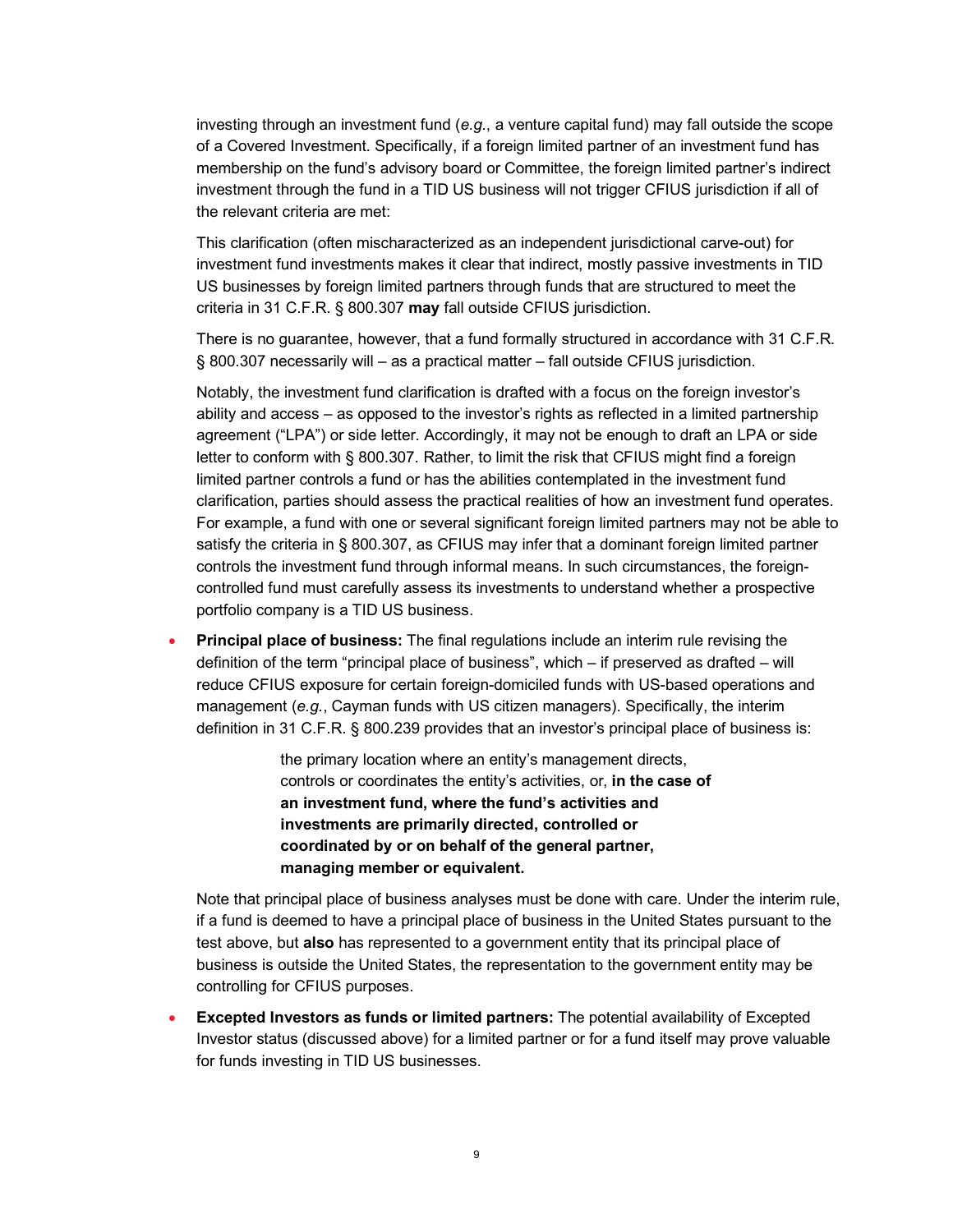investing through an investment fund (*e.g.*, a venture capital fund) may fall outside the scope of a Covered Investment. Specifically, if a foreign limited partner of an investment fund has membership on the fund's advisory board or Committee, the foreign limited partner's indirect investment through the fund in a TID US business will not trigger CFIUS jurisdiction if all of the relevant criteria are met:

This clarification (often mischaracterized as an independent jurisdictional carve-out) for investment fund investments makes it clear that indirect, mostly passive investments in TID US businesses by foreign limited partners through funds that are structured to meet the criteria in 31 C.F.R. § 800.307 **may** fall outside CFIUS jurisdiction.

There is no guarantee, however, that a fund formally structured in accordance with 31 C.F.R. § 800.307 necessarily will – as a practical matter – fall outside CFIUS jurisdiction.

Notably, the investment fund clarification is drafted with a focus on the foreign investor's ability and access – as opposed to the investor's rights as reflected in a limited partnership agreement ("LPA") or side letter. Accordingly, it may not be enough to draft an LPA or side letter to conform with § 800.307. Rather, to limit the risk that CFIUS might find a foreign limited partner controls a fund or has the abilities contemplated in the investment fund clarification, parties should assess the practical realities of how an investment fund operates. For example, a fund with one or several significant foreign limited partners may not be able to satisfy the criteria in § 800.307, as CFIUS may infer that a dominant foreign limited partner controls the investment fund through informal means. In such circumstances, the foreign-controlled fund must carefully assess its investments to understand whether a prospective portfolio company is a TID US business.

- **Principal place of business:** The final regulations include an interim rule revising the definition of the term "principal place of business", which – if preserved as drafted – will reduce CFIUS exposure for certain foreign-domiciled funds with US-based operations and management (*e.g.*, Cayman funds with US citizen managers). Specifically, the interim definition in 31 C.F.R. § 800.239 provides that an investor's principal place of business is:

  > the primary location where an entity's management directs, controls or coordinates the entity's activities, or, **in the case of an investment fund, where the fund's activities and investments are primarily directed, controlled or coordinated by or on behalf of the general partner, managing member or equivalent.**

  Note that principal place of business analyses must be done with care. Under the interim rule, if a fund is deemed to have a principal place of business in the United States pursuant to the test above, but **also** has represented to a government entity that its principal place of business is outside the United States, the representation to the government entity may be controlling for CFIUS purposes.

- **Excepted Investors as funds or limited partners:** The potential availability of Excepted Investor status (discussed above) for a limited partner or for a fund itself may prove valuable for funds investing in TID US businesses.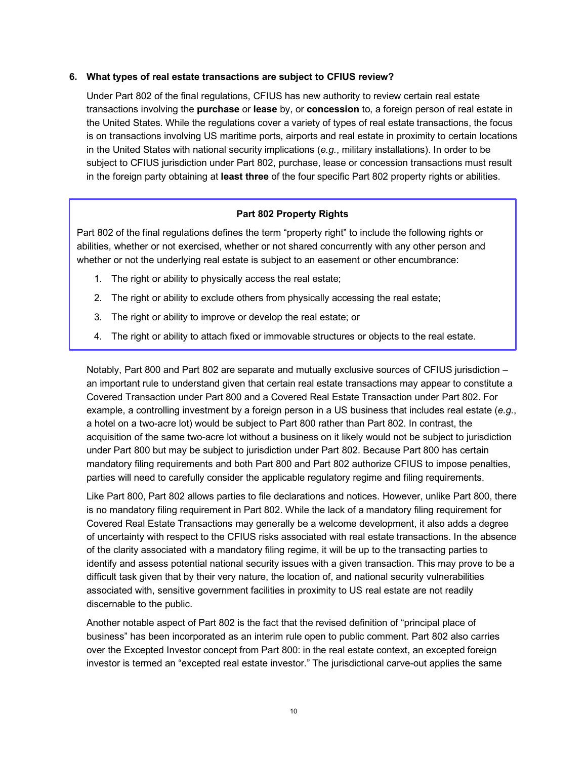### 6. What types of real estate transactions are subject to CFIUS review?

Under Part 802 of the final regulations, CFIUS has new authority to review certain real estate transactions involving the **purchase** or **lease** by, or **concession** to, a foreign person of real estate in the United States. While the regulations cover a variety of types of real estate transactions, the focus is on transactions involving US maritime ports, airports and real estate in proximity to certain locations in the United States with national security implications (*e.g.*, military installations). In order to be subject to CFIUS jurisdiction under Part 802, purchase, lease or concession transactions must result in the foreign party obtaining at **least three** of the four specific Part 802 property rights or abilities.

> **Part 802 Property Rights**
>
> Part 802 of the final regulations defines the term "property right" to include the following rights or abilities, whether or not exercised, whether or not shared concurrently with any other person and whether or not the underlying real estate is subject to an easement or other encumbrance:
>
> 1. The right or ability to physically access the real estate;
> 2. The right or ability to exclude others from physically accessing the real estate;
> 3. The right or ability to improve or develop the real estate; or
> 4. The right or ability to attach fixed or immovable structures or objects to the real estate.

Notably, Part 800 and Part 802 are separate and mutually exclusive sources of CFIUS jurisdiction – an important rule to understand given that certain real estate transactions may appear to constitute a Covered Transaction under Part 800 and a Covered Real Estate Transaction under Part 802. For example, a controlling investment by a foreign person in a US business that includes real estate (*e.g.*, a hotel on a two-acre lot) would be subject to Part 800 rather than Part 802. In contrast, the acquisition of the same two-acre lot without a business on it likely would not be subject to jurisdiction under Part 800 but may be subject to jurisdiction under Part 802. Because Part 800 has certain mandatory filing requirements and both Part 800 and Part 802 authorize CFIUS to impose penalties, parties will need to carefully consider the applicable regulatory regime and filing requirements.

Like Part 800, Part 802 allows parties to file declarations and notices. However, unlike Part 800, there is no mandatory filing requirement in Part 802. While the lack of a mandatory filing requirement for Covered Real Estate Transactions may generally be a welcome development, it also adds a degree of uncertainty with respect to the CFIUS risks associated with real estate transactions. In the absence of the clarity associated with a mandatory filing regime, it will be up to the transacting parties to identify and assess potential national security issues with a given transaction. This may prove to be a difficult task given that by their very nature, the location of, and national security vulnerabilities associated with, sensitive government facilities in proximity to US real estate are not readily discernable to the public.

Another notable aspect of Part 802 is the fact that the revised definition of "principal place of business" has been incorporated as an interim rule open to public comment. Part 802 also carries over the Excepted Investor concept from Part 800: in the real estate context, an excepted foreign investor is termed an "excepted real estate investor." The jurisdictional carve-out applies the same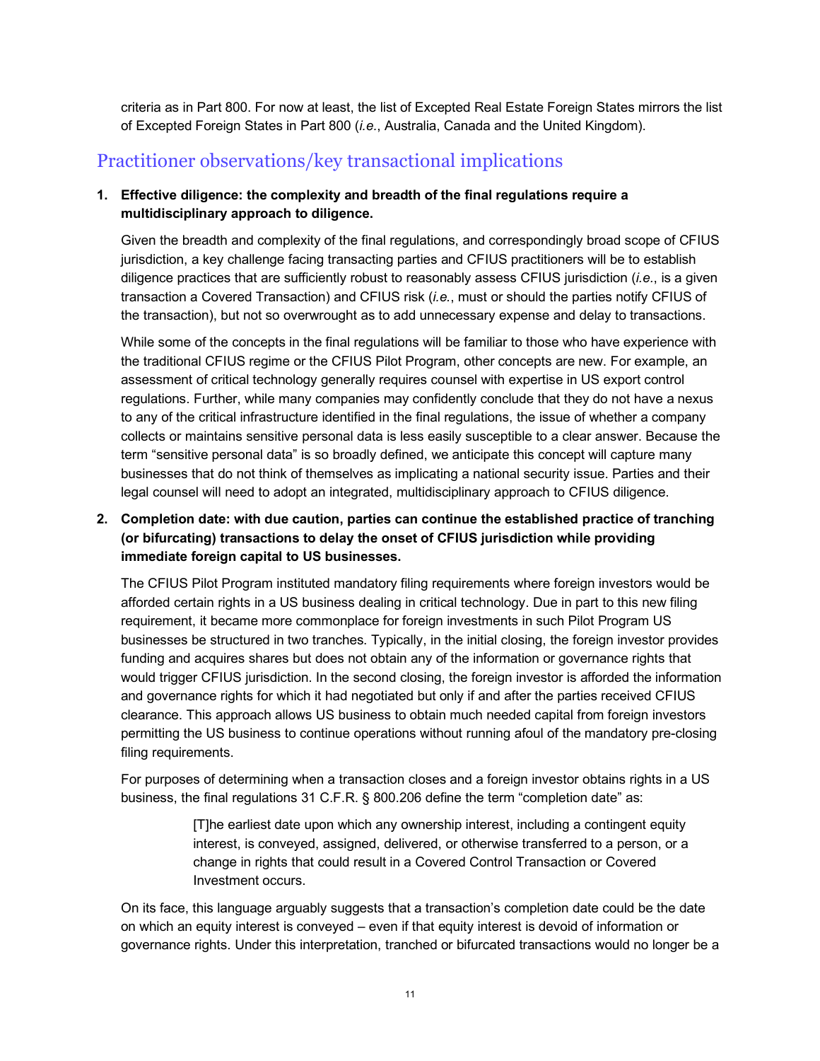criteria as in Part 800. For now at least, the list of Excepted Real Estate Foreign States mirrors the list of Excepted Foreign States in Part 800 (*i.e.*, Australia, Canada and the United Kingdom).

## Practitioner observations/key transactional implications

1. **Effective diligence: the complexity and breadth of the final regulations require a multidisciplinary approach to diligence.**

   Given the breadth and complexity of the final regulations, and correspondingly broad scope of CFIUS jurisdiction, a key challenge facing transacting parties and CFIUS practitioners will be to establish diligence practices that are sufficiently robust to reasonably assess CFIUS jurisdiction (*i.e.*, is a given transaction a Covered Transaction) and CFIUS risk (*i.e.*, must or should the parties notify CFIUS of the transaction), but not so overwrought as to add unnecessary expense and delay to transactions.

   While some of the concepts in the final regulations will be familiar to those who have experience with the traditional CFIUS regime or the CFIUS Pilot Program, other concepts are new. For example, an assessment of critical technology generally requires counsel with expertise in US export control regulations. Further, while many companies may confidently conclude that they do not have a nexus to any of the critical infrastructure identified in the final regulations, the issue of whether a company collects or maintains sensitive personal data is less easily susceptible to a clear answer. Because the term "sensitive personal data" is so broadly defined, we anticipate this concept will capture many businesses that do not think of themselves as implicating a national security issue. Parties and their legal counsel will need to adopt an integrated, multidisciplinary approach to CFIUS diligence.

2. **Completion date: with due caution, parties can continue the established practice of tranching (or bifurcating) transactions to delay the onset of CFIUS jurisdiction while providing immediate foreign capital to US businesses.**

   The CFIUS Pilot Program instituted mandatory filing requirements where foreign investors would be afforded certain rights in a US business dealing in critical technology. Due in part to this new filing requirement, it became more commonplace for foreign investments in such Pilot Program US businesses be structured in two tranches. Typically, in the initial closing, the foreign investor provides funding and acquires shares but does not obtain any of the information or governance rights that would trigger CFIUS jurisdiction. In the second closing, the foreign investor is afforded the information and governance rights for which it had negotiated but only if and after the parties received CFIUS clearance. This approach allows US business to obtain much needed capital from foreign investors permitting the US business to continue operations without running afoul of the mandatory pre-closing filing requirements.

   For purposes of determining when a transaction closes and a foreign investor obtains rights in a US business, the final regulations 31 C.F.R. § 800.206 define the term "completion date" as:

   > [T]he earliest date upon which any ownership interest, including a contingent equity interest, is conveyed, assigned, delivered, or otherwise transferred to a person, or a change in rights that could result in a Covered Control Transaction or Covered Investment occurs.

   On its face, this language arguably suggests that a transaction's completion date could be the date on which an equity interest is conveyed – even if that equity interest is devoid of information or governance rights. Under this interpretation, tranched or bifurcated transactions would no longer be a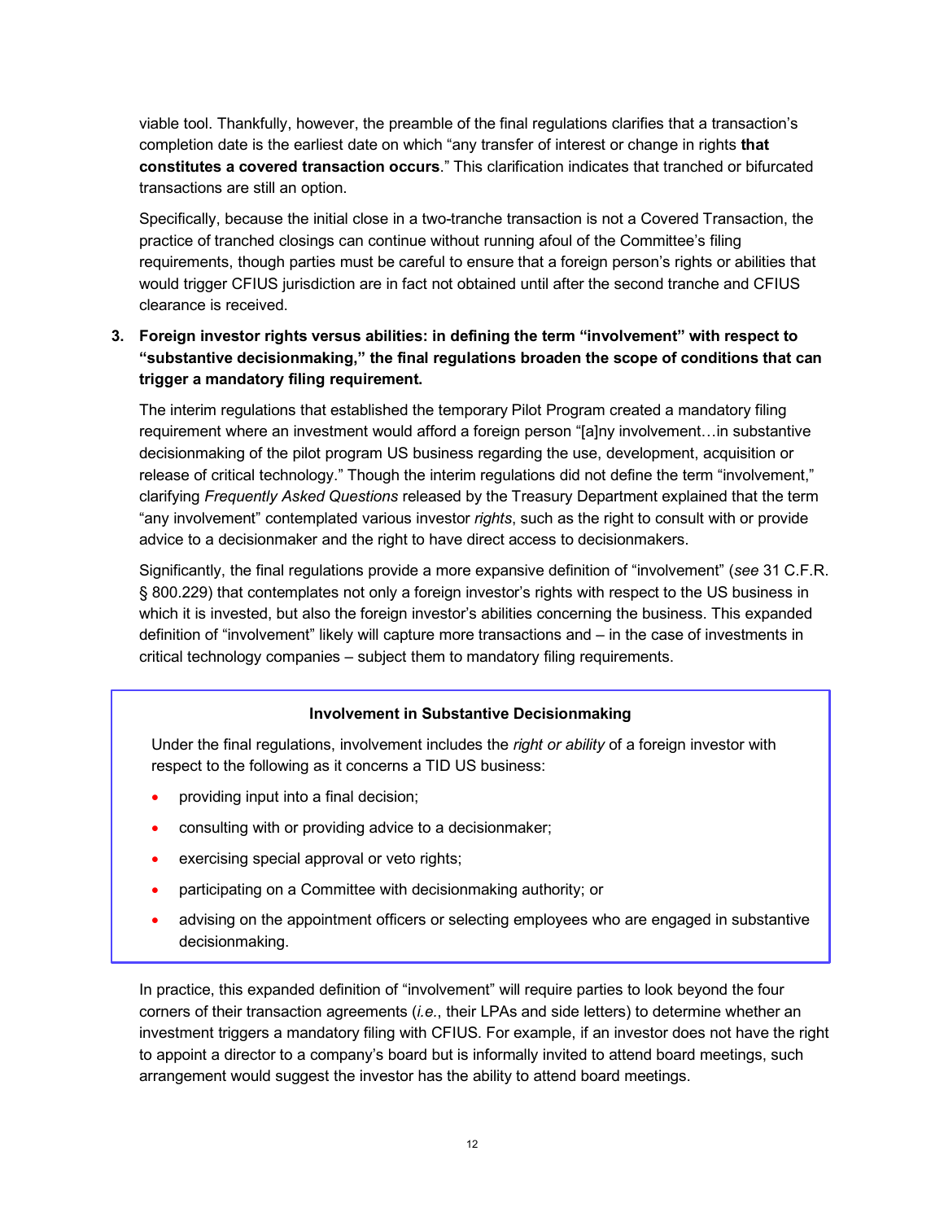viable tool. Thankfully, however, the preamble of the final regulations clarifies that a transaction's completion date is the earliest date on which "any transfer of interest or change in rights **that constitutes a covered transaction occurs**." This clarification indicates that tranched or bifurcated transactions are still an option.

Specifically, because the initial close in a two-tranche transaction is not a Covered Transaction, the practice of tranched closings can continue without running afoul of the Committee's filing requirements, though parties must be careful to ensure that a foreign person's rights or abilities that would trigger CFIUS jurisdiction are in fact not obtained until after the second tranche and CFIUS clearance is received.

3. **Foreign investor rights versus abilities: in defining the term "involvement" with respect to "substantive decisionmaking," the final regulations broaden the scope of conditions that can trigger a mandatory filing requirement.**

The interim regulations that established the temporary Pilot Program created a mandatory filing requirement where an investment would afford a foreign person "[a]ny involvement…in substantive decisionmaking of the pilot program US business regarding the use, development, acquisition or release of critical technology." Though the interim regulations did not define the term "involvement," clarifying *Frequently Asked Questions* released by the Treasury Department explained that the term "any involvement" contemplated various investor *rights*, such as the right to consult with or provide advice to a decisionmaker and the right to have direct access to decisionmakers.

Significantly, the final regulations provide a more expansive definition of "involvement" (*see* 31 C.F.R. § 800.229) that contemplates not only a foreign investor's rights with respect to the US business in which it is invested, but also the foreign investor's abilities concerning the business. This expanded definition of "involvement" likely will capture more transactions and – in the case of investments in critical technology companies – subject them to mandatory filing requirements.

**Involvement in Substantive Decisionmaking**

Under the final regulations, involvement includes the *right or ability* of a foreign investor with respect to the following as it concerns a TID US business:

- providing input into a final decision;
- consulting with or providing advice to a decisionmaker;
- exercising special approval or veto rights;
- participating on a Committee with decisionmaking authority; or
- advising on the appointment officers or selecting employees who are engaged in substantive decisionmaking.

In practice, this expanded definition of "involvement" will require parties to look beyond the four corners of their transaction agreements (*i.e.*, their LPAs and side letters) to determine whether an investment triggers a mandatory filing with CFIUS. For example, if an investor does not have the right to appoint a director to a company's board but is informally invited to attend board meetings, such arrangement would suggest the investor has the ability to attend board meetings.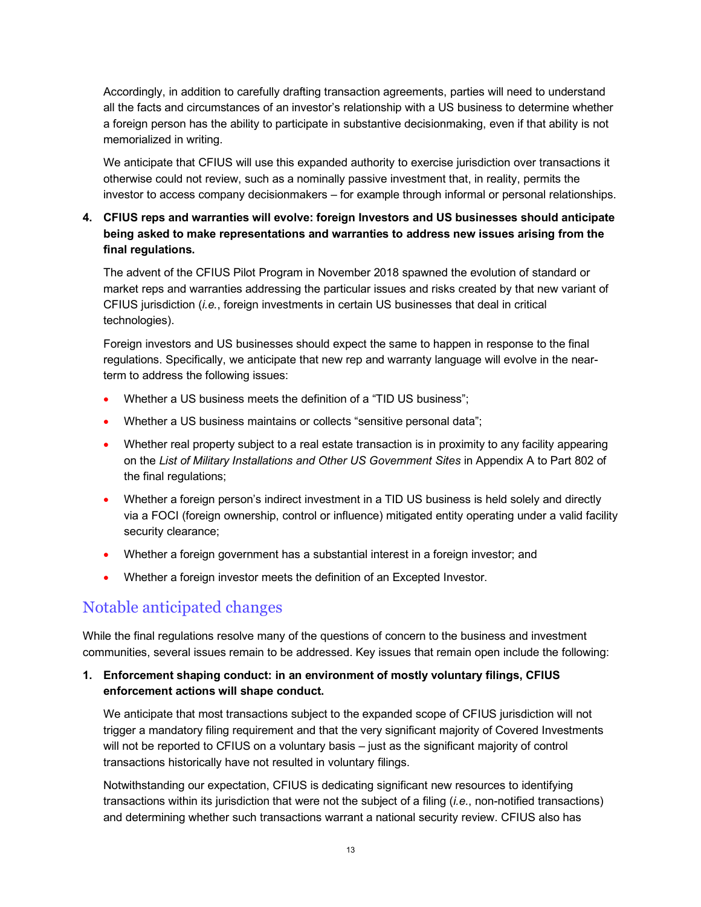Accordingly, in addition to carefully drafting transaction agreements, parties will need to understand all the facts and circumstances of an investor's relationship with a US business to determine whether a foreign person has the ability to participate in substantive decisionmaking, even if that ability is not memorialized in writing.

We anticipate that CFIUS will use this expanded authority to exercise jurisdiction over transactions it otherwise could not review, such as a nominally passive investment that, in reality, permits the investor to access company decisionmakers – for example through informal or personal relationships.

4. **CFIUS reps and warranties will evolve: foreign Investors and US businesses should anticipate being asked to make representations and warranties to address new issues arising from the final regulations.**

   The advent of the CFIUS Pilot Program in November 2018 spawned the evolution of standard or market reps and warranties addressing the particular issues and risks created by that new variant of CFIUS jurisdiction (*i.e.*, foreign investments in certain US businesses that deal in critical technologies).

   Foreign investors and US businesses should expect the same to happen in response to the final regulations. Specifically, we anticipate that new rep and warranty language will evolve in the near-term to address the following issues:

   - Whether a US business meets the definition of a "TID US business";
   - Whether a US business maintains or collects "sensitive personal data";
   - Whether real property subject to a real estate transaction is in proximity to any facility appearing on the *List of Military Installations and Other US Government Sites* in Appendix A to Part 802 of the final regulations;
   - Whether a foreign person's indirect investment in a TID US business is held solely and directly via a FOCI (foreign ownership, control or influence) mitigated entity operating under a valid facility security clearance;
   - Whether a foreign government has a substantial interest in a foreign investor; and
   - Whether a foreign investor meets the definition of an Excepted Investor.

## Notable anticipated changes

While the final regulations resolve many of the questions of concern to the business and investment communities, several issues remain to be addressed. Key issues that remain open include the following:

1. **Enforcement shaping conduct: in an environment of mostly voluntary filings, CFIUS enforcement actions will shape conduct.**

   We anticipate that most transactions subject to the expanded scope of CFIUS jurisdiction will not trigger a mandatory filing requirement and that the very significant majority of Covered Investments will not be reported to CFIUS on a voluntary basis – just as the significant majority of control transactions historically have not resulted in voluntary filings.

   Notwithstanding our expectation, CFIUS is dedicating significant new resources to identifying transactions within its jurisdiction that were not the subject of a filing (*i.e.*, non-notified transactions) and determining whether such transactions warrant a national security review. CFIUS also has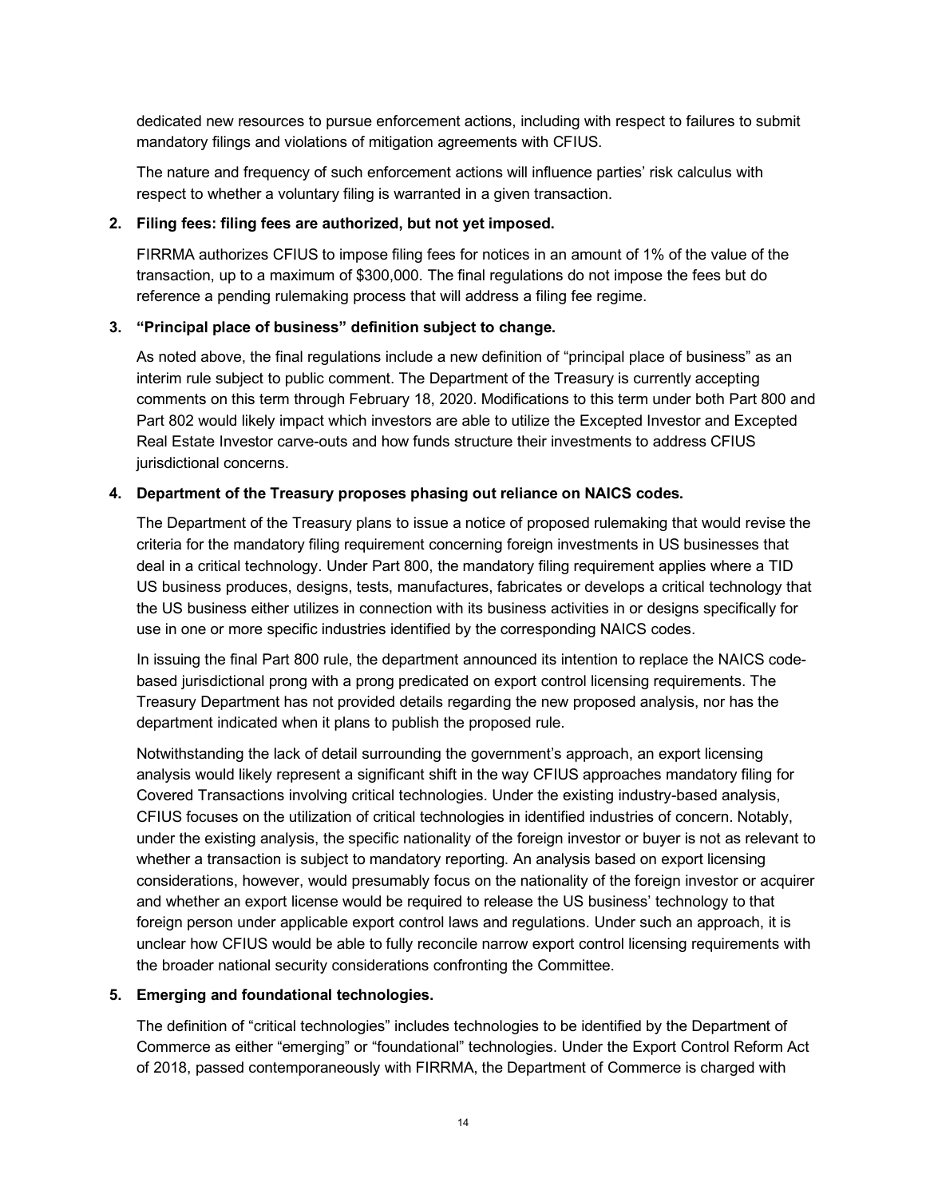dedicated new resources to pursue enforcement actions, including with respect to failures to submit mandatory filings and violations of mitigation agreements with CFIUS.

The nature and frequency of such enforcement actions will influence parties' risk calculus with respect to whether a voluntary filing is warranted in a given transaction.

**2. Filing fees: filing fees are authorized, but not yet imposed.**

FIRRMA authorizes CFIUS to impose filing fees for notices in an amount of 1% of the value of the transaction, up to a maximum of $300,000. The final regulations do not impose the fees but do reference a pending rulemaking process that will address a filing fee regime.

**3. "Principal place of business" definition subject to change.**

As noted above, the final regulations include a new definition of "principal place of business" as an interim rule subject to public comment. The Department of the Treasury is currently accepting comments on this term through February 18, 2020. Modifications to this term under both Part 800 and Part 802 would likely impact which investors are able to utilize the Excepted Investor and Excepted Real Estate Investor carve-outs and how funds structure their investments to address CFIUS jurisdictional concerns.

**4. Department of the Treasury proposes phasing out reliance on NAICS codes.**

The Department of the Treasury plans to issue a notice of proposed rulemaking that would revise the criteria for the mandatory filing requirement concerning foreign investments in US businesses that deal in a critical technology. Under Part 800, the mandatory filing requirement applies where a TID US business produces, designs, tests, manufactures, fabricates or develops a critical technology that the US business either utilizes in connection with its business activities in or designs specifically for use in one or more specific industries identified by the corresponding NAICS codes.

In issuing the final Part 800 rule, the department announced its intention to replace the NAICS code-based jurisdictional prong with a prong predicated on export control licensing requirements. The Treasury Department has not provided details regarding the new proposed analysis, nor has the department indicated when it plans to publish the proposed rule.

Notwithstanding the lack of detail surrounding the government's approach, an export licensing analysis would likely represent a significant shift in the way CFIUS approaches mandatory filing for Covered Transactions involving critical technologies. Under the existing industry-based analysis, CFIUS focuses on the utilization of critical technologies in identified industries of concern. Notably, under the existing analysis, the specific nationality of the foreign investor or buyer is not as relevant to whether a transaction is subject to mandatory reporting. An analysis based on export licensing considerations, however, would presumably focus on the nationality of the foreign investor or acquirer and whether an export license would be required to release the US business' technology to that foreign person under applicable export control laws and regulations. Under such an approach, it is unclear how CFIUS would be able to fully reconcile narrow export control licensing requirements with the broader national security considerations confronting the Committee.

**5. Emerging and foundational technologies.**

The definition of "critical technologies" includes technologies to be identified by the Department of Commerce as either "emerging" or "foundational" technologies. Under the Export Control Reform Act of 2018, passed contemporaneously with FIRRMA, the Department of Commerce is charged with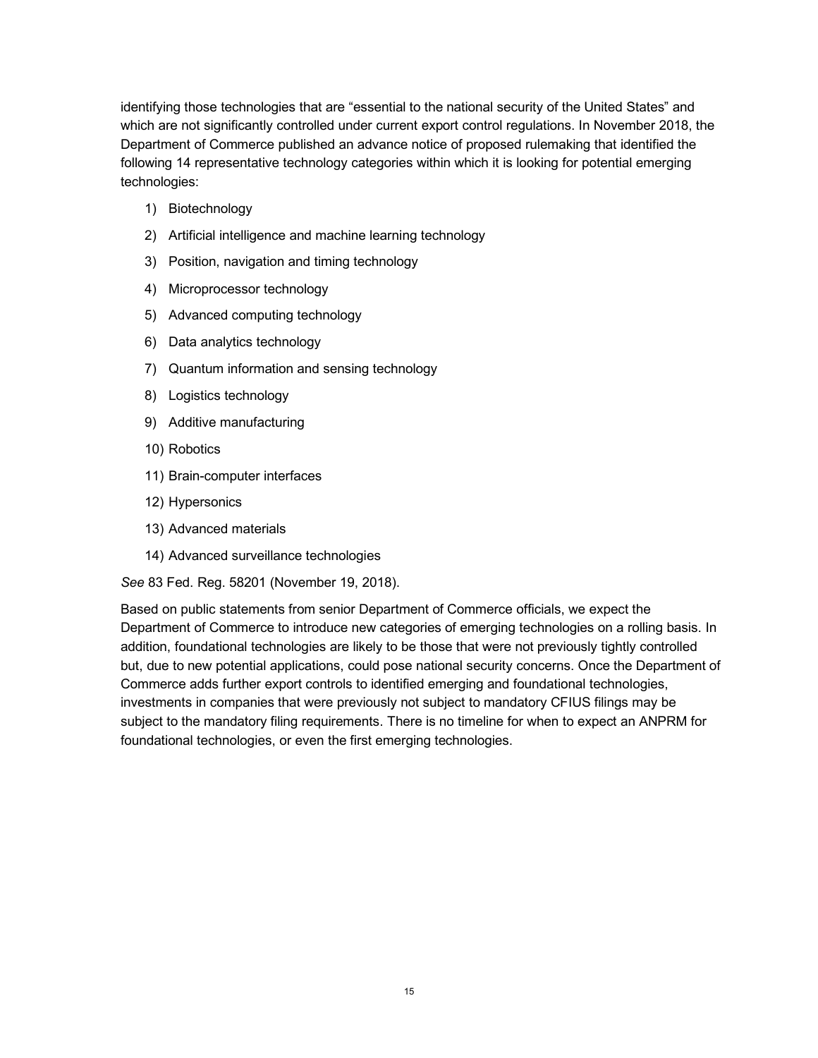identifying those technologies that are "essential to the national security of the United States" and which are not significantly controlled under current export control regulations. In November 2018, the Department of Commerce published an advance notice of proposed rulemaking that identified the following 14 representative technology categories within which it is looking for potential emerging technologies:

1) Biotechnology
2) Artificial intelligence and machine learning technology
3) Position, navigation and timing technology
4) Microprocessor technology
5) Advanced computing technology
6) Data analytics technology
7) Quantum information and sensing technology
8) Logistics technology
9) Additive manufacturing
10) Robotics
11) Brain-computer interfaces
12) Hypersonics
13) Advanced materials
14) Advanced surveillance technologies

*See* 83 Fed. Reg. 58201 (November 19, 2018).

Based on public statements from senior Department of Commerce officials, we expect the Department of Commerce to introduce new categories of emerging technologies on a rolling basis. In addition, foundational technologies are likely to be those that were not previously tightly controlled but, due to new potential applications, could pose national security concerns. Once the Department of Commerce adds further export controls to identified emerging and foundational technologies, investments in companies that were previously not subject to mandatory CFIUS filings may be subject to the mandatory filing requirements. There is no timeline for when to expect an ANPRM for foundational technologies, or even the first emerging technologies.